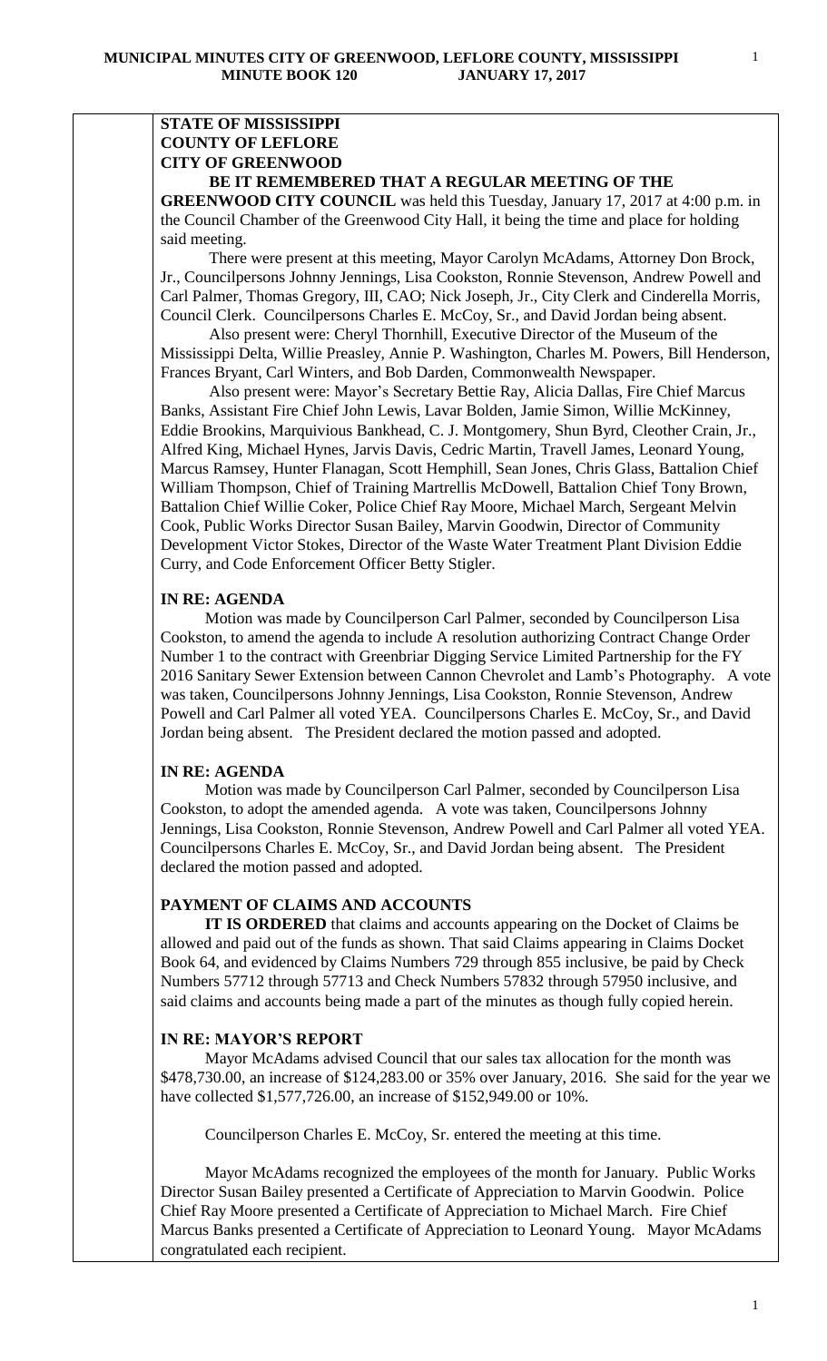**STATE OF MISSISSIPPI**
**COUNTY OF LEFLORE**
**CITY OF GREENWOOD**

**BE IT REMEMBERED THAT A REGULAR MEETING OF THE GREENWOOD CITY COUNCIL** was held this Tuesday, January 17, 2017 at 4:00 p.m. in the Council Chamber of the Greenwood City Hall, it being the time and place for holding said meeting.

There were present at this meeting, Mayor Carolyn McAdams, Attorney Don Brock, Jr., Councilpersons Johnny Jennings, Lisa Cookston, Ronnie Stevenson, Andrew Powell and Carl Palmer, Thomas Gregory, III, CAO; Nick Joseph, Jr., City Clerk and Cinderella Morris, Council Clerk. Councilpersons Charles E. McCoy, Sr., and David Jordan being absent.

Also present were: Cheryl Thornhill, Executive Director of the Museum of the Mississippi Delta, Willie Preasley, Annie P. Washington, Charles M. Powers, Bill Henderson, Frances Bryant, Carl Winters, and Bob Darden, Commonwealth Newspaper.

Also present were: Mayor's Secretary Bettie Ray, Alicia Dallas, Fire Chief Marcus Banks, Assistant Fire Chief John Lewis, Lavar Bolden, Jamie Simon, Willie McKinney, Eddie Brookins, Marquivious Bankhead, C. J. Montgomery, Shun Byrd, Cleother Crain, Jr., Alfred King, Michael Hynes, Jarvis Davis, Cedric Martin, Travell James, Leonard Young, Marcus Ramsey, Hunter Flanagan, Scott Hemphill, Sean Jones, Chris Glass, Battalion Chief William Thompson, Chief of Training Martrellis McDowell, Battalion Chief Tony Brown, Battalion Chief Willie Coker, Police Chief Ray Moore, Michael March, Sergeant Melvin Cook, Public Works Director Susan Bailey, Marvin Goodwin, Director of Community Development Victor Stokes, Director of the Waste Water Treatment Plant Division Eddie Curry, and Code Enforcement Officer Betty Stigler.

**IN RE: AGENDA**

Motion was made by Councilperson Carl Palmer, seconded by Councilperson Lisa Cookston, to amend the agenda to include A resolution authorizing Contract Change Order Number 1 to the contract with Greenbriar Digging Service Limited Partnership for the FY 2016 Sanitary Sewer Extension between Cannon Chevrolet and Lamb's Photography. A vote was taken, Councilpersons Johnny Jennings, Lisa Cookston, Ronnie Stevenson, Andrew Powell and Carl Palmer all voted YEA. Councilpersons Charles E. McCoy, Sr., and David Jordan being absent. The President declared the motion passed and adopted.

**IN RE: AGENDA**

Motion was made by Councilperson Carl Palmer, seconded by Councilperson Lisa Cookston, to adopt the amended agenda. A vote was taken, Councilpersons Johnny Jennings, Lisa Cookston, Ronnie Stevenson, Andrew Powell and Carl Palmer all voted YEA. Councilpersons Charles E. McCoy, Sr., and David Jordan being absent. The President declared the motion passed and adopted.

**PAYMENT OF CLAIMS AND ACCOUNTS**

**IT IS ORDERED** that claims and accounts appearing on the Docket of Claims be allowed and paid out of the funds as shown. That said Claims appearing in Claims Docket Book 64, and evidenced by Claims Numbers 729 through 855 inclusive, be paid by Check Numbers 57712 through 57713 and Check Numbers 57832 through 57950 inclusive, and said claims and accounts being made a part of the minutes as though fully copied herein.

**IN RE: MAYOR'S REPORT**

Mayor McAdams advised Council that our sales tax allocation for the month was $478,730.00, an increase of $124,283.00 or 35% over January, 2016. She said for the year we have collected $1,577,726.00, an increase of $152,949.00 or 10%.

Councilperson Charles E. McCoy, Sr. entered the meeting at this time.

Mayor McAdams recognized the employees of the month for January. Public Works Director Susan Bailey presented a Certificate of Appreciation to Marvin Goodwin. Police Chief Ray Moore presented a Certificate of Appreciation to Michael March. Fire Chief Marcus Banks presented a Certificate of Appreciation to Leonard Young. Mayor McAdams congratulated each recipient.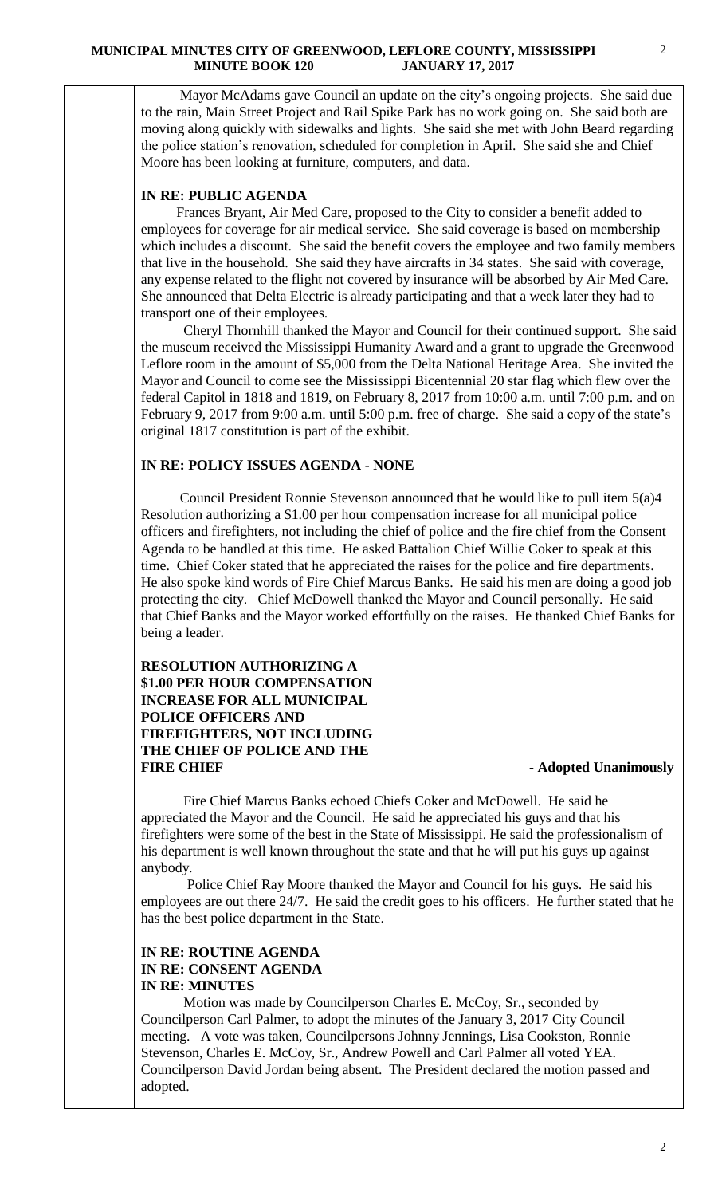Mayor McAdams gave Council an update on the city's ongoing projects. She said due to the rain, Main Street Project and Rail Spike Park has no work going on. She said both are moving along quickly with sidewalks and lights. She said she met with John Beard regarding the police station's renovation, scheduled for completion in April. She said she and Chief Moore has been looking at furniture, computers, and data.

**IN RE: PUBLIC AGENDA**

Frances Bryant, Air Med Care, proposed to the City to consider a benefit added to employees for coverage for air medical service. She said coverage is based on membership which includes a discount. She said the benefit covers the employee and two family members that live in the household. She said they have aircrafts in 34 states. She said with coverage, any expense related to the flight not covered by insurance will be absorbed by Air Med Care. She announced that Delta Electric is already participating and that a week later they had to transport one of their employees.

Cheryl Thornhill thanked the Mayor and Council for their continued support. She said the museum received the Mississippi Humanity Award and a grant to upgrade the Greenwood Leflore room in the amount of $5,000 from the Delta National Heritage Area. She invited the Mayor and Council to come see the Mississippi Bicentennial 20 star flag which flew over the federal Capitol in 1818 and 1819, on February 8, 2017 from 10:00 a.m. until 7:00 p.m. and on February 9, 2017 from 9:00 a.m. until 5:00 p.m. free of charge. She said a copy of the state's original 1817 constitution is part of the exhibit.

**IN RE: POLICY ISSUES AGENDA - NONE**

Council President Ronnie Stevenson announced that he would like to pull item 5(a)4 Resolution authorizing a $1.00 per hour compensation increase for all municipal police officers and firefighters, not including the chief of police and the fire chief from the Consent Agenda to be handled at this time. He asked Battalion Chief Willie Coker to speak at this time. Chief Coker stated that he appreciated the raises for the police and fire departments. He also spoke kind words of Fire Chief Marcus Banks. He said his men are doing a good job protecting the city. Chief McDowell thanked the Mayor and Council personally. He said that Chief Banks and the Mayor worked effortfully on the raises. He thanked Chief Banks for being a leader.

**RESOLUTION AUTHORIZING A $1.00 PER HOUR COMPENSATION INCREASE FOR ALL MUNICIPAL POLICE OFFICERS AND FIREFIGHTERS, NOT INCLUDING THE CHIEF OF POLICE AND THE FIRE CHIEF** **- Adopted Unanimously**

Fire Chief Marcus Banks echoed Chiefs Coker and McDowell. He said he appreciated the Mayor and the Council. He said he appreciated his guys and that his firefighters were some of the best in the State of Mississippi. He said the professionalism of his department is well known throughout the state and that he will put his guys up against anybody.

Police Chief Ray Moore thanked the Mayor and Council for his guys. He said his employees are out there 24/7. He said the credit goes to his officers. He further stated that he has the best police department in the State.

**IN RE: ROUTINE AGENDA**
**IN RE: CONSENT AGENDA**
**IN RE: MINUTES**

Motion was made by Councilperson Charles E. McCoy, Sr., seconded by Councilperson Carl Palmer, to adopt the minutes of the January 3, 2017 City Council meeting. A vote was taken, Councilpersons Johnny Jennings, Lisa Cookston, Ronnie Stevenson, Charles E. McCoy, Sr., Andrew Powell and Carl Palmer all voted YEA. Councilperson David Jordan being absent. The President declared the motion passed and adopted.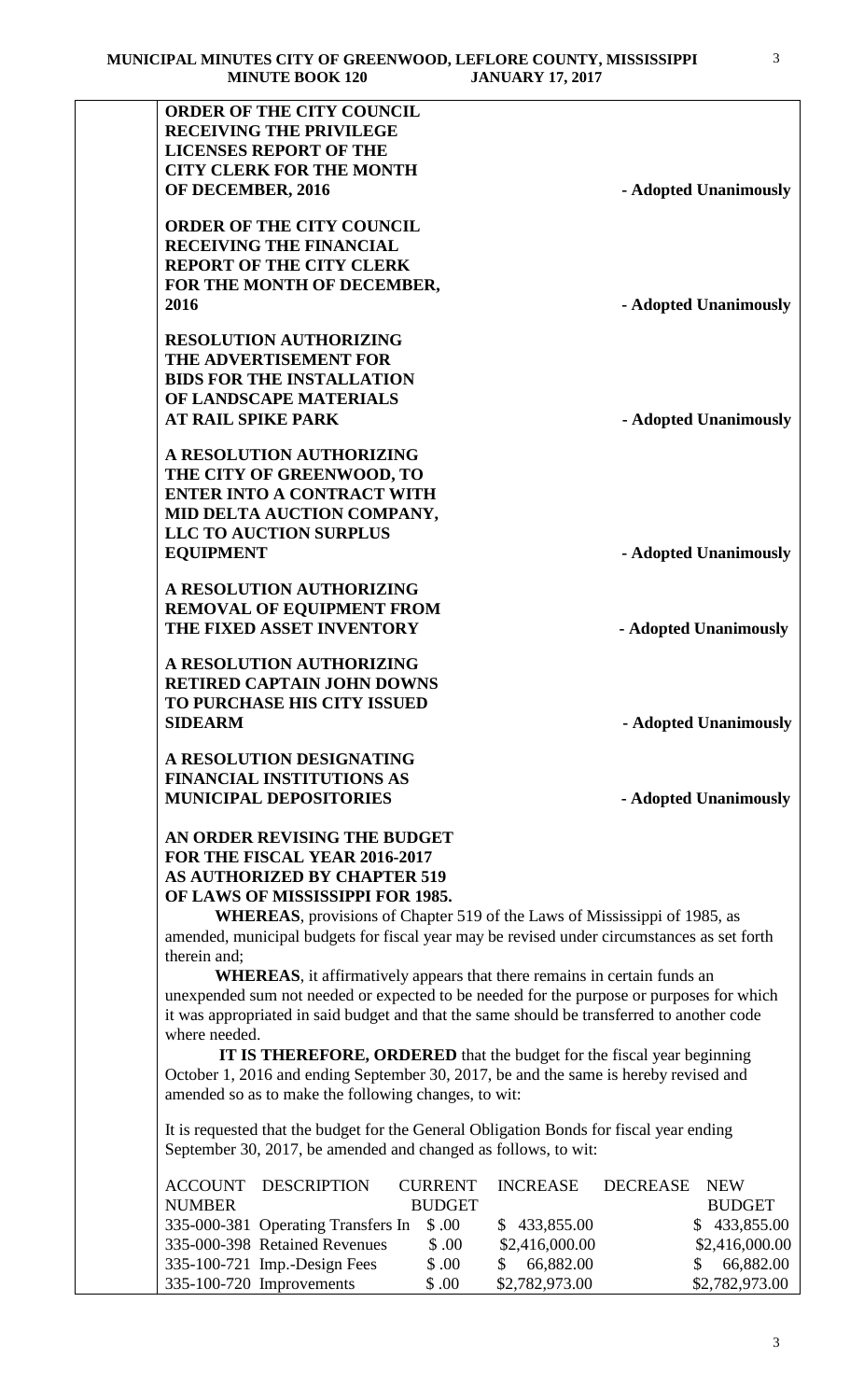**ORDER OF THE CITY COUNCIL RECEIVING THE PRIVILEGE LICENSES REPORT OF THE CITY CLERK FOR THE MONTH OF DECEMBER, 2016** - Adopted Unanimously

**ORDER OF THE CITY COUNCIL RECEIVING THE FINANCIAL REPORT OF THE CITY CLERK FOR THE MONTH OF DECEMBER, 2016** - Adopted Unanimously

**RESOLUTION AUTHORIZING THE ADVERTISEMENT FOR BIDS FOR THE INSTALLATION OF LANDSCAPE MATERIALS AT RAIL SPIKE PARK** - Adopted Unanimously

**A RESOLUTION AUTHORIZING THE CITY OF GREENWOOD, TO ENTER INTO A CONTRACT WITH MID DELTA AUCTION COMPANY, LLC TO AUCTION SURPLUS EQUIPMENT** - Adopted Unanimously

**A RESOLUTION AUTHORIZING REMOVAL OF EQUIPMENT FROM THE FIXED ASSET INVENTORY** - Adopted Unanimously

**A RESOLUTION AUTHORIZING RETIRED CAPTAIN JOHN DOWNS TO PURCHASE HIS CITY ISSUED SIDEARM** - Adopted Unanimously

**A RESOLUTION DESIGNATING FINANCIAL INSTITUTIONS AS MUNICIPAL DEPOSITORIES** - Adopted Unanimously

**AN ORDER REVISING THE BUDGET FOR THE FISCAL YEAR 2016-2017 AS AUTHORIZED BY CHAPTER 519 OF LAWS OF MISSISSIPPI FOR 1985.**

**WHEREAS**, provisions of Chapter 519 of the Laws of Mississippi of 1985, as amended, municipal budgets for fiscal year may be revised under circumstances as set forth therein and;

**WHEREAS**, it affirmatively appears that there remains in certain funds an unexpended sum not needed or expected to be needed for the purpose or purposes for which it was appropriated in said budget and that the same should be transferred to another code where needed.

**IT IS THEREFORE, ORDERED** that the budget for the fiscal year beginning October 1, 2016 and ending September 30, 2017, be and the same is hereby revised and amended so as to make the following changes, to wit:

It is requested that the budget for the General Obligation Bonds for fiscal year ending September 30, 2017, be amended and changed as follows, to wit:

| ACCOUNT NUMBER | DESCRIPTION | CURRENT BUDGET | INCREASE | DECREASE | NEW BUDGET |
|---|---|---|---|---|---|
| 335-000-381 | Operating Transfers In | $ .00 | $ 433,855.00 | | $ 433,855.00 |
| 335-000-398 | Retained Revenues | $ .00 | $2,416,000.00 | | $2,416,000.00 |
| 335-100-721 | Imp.-Design Fees | $ .00 | $ 66,882.00 | | $ 66,882.00 |
| 335-100-720 | Improvements | $ .00 | $2,782,973.00 | | $2,782,973.00 |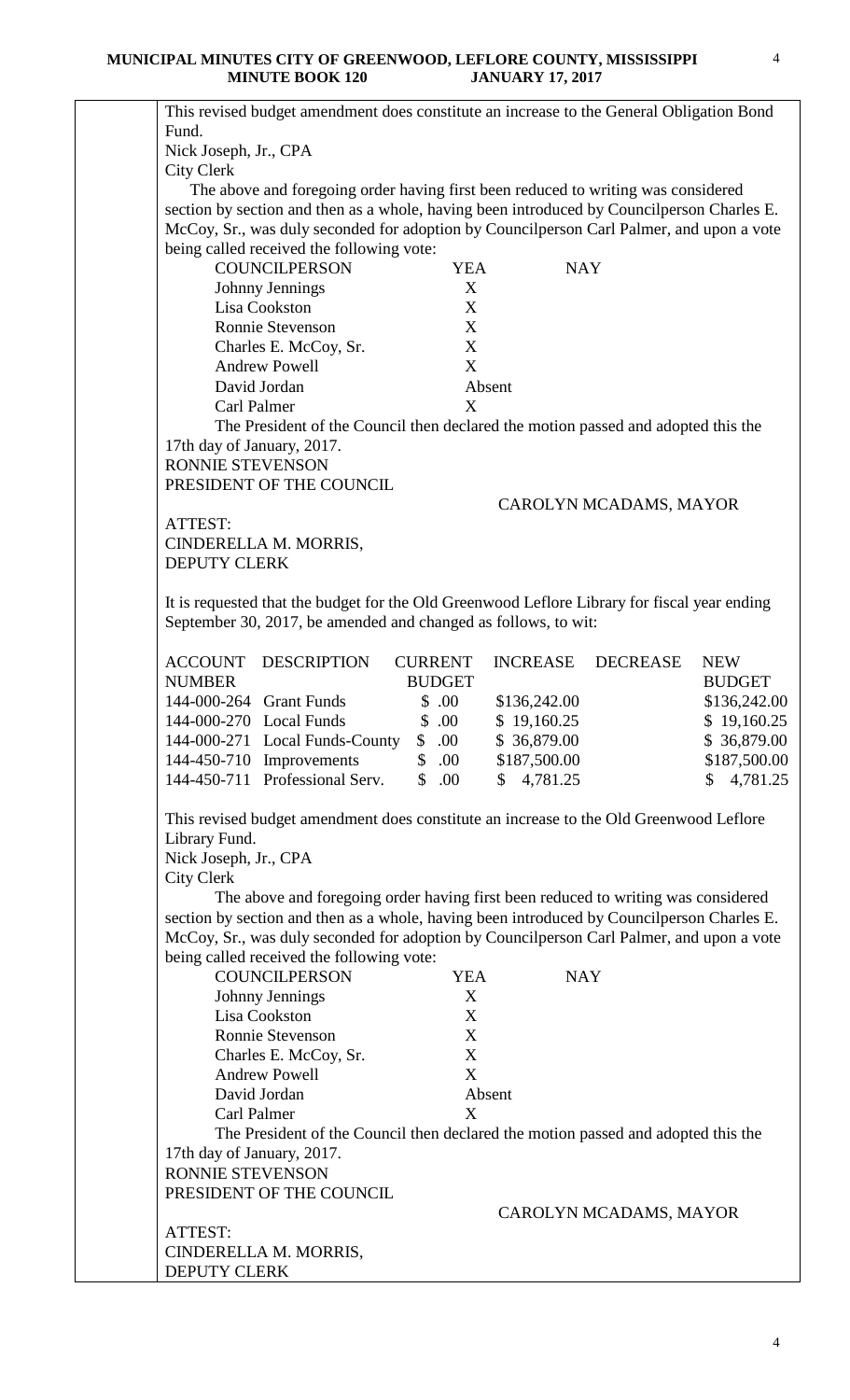This revised budget amendment does constitute an increase to the General Obligation Bond Fund.

Nick Joseph, Jr., CPA
City Clerk

The above and foregoing order having first been reduced to writing was considered section by section and then as a whole, having been introduced by Councilperson Charles E. McCoy, Sr., was duly seconded for adoption by Councilperson Carl Palmer, and upon a vote being called received the following vote:

| COUNCILPERSON | YEA | NAY |
|---|---|---|
| Johnny Jennings | X | |
| Lisa Cookston | X | |
| Ronnie Stevenson | X | |
| Charles E. McCoy, Sr. | X | |
| Andrew Powell | X | |
| David Jordan | Absent | |
| Carl Palmer | X | |

The President of the Council then declared the motion passed and adopted this the 17th day of January, 2017.

RONNIE STEVENSON
PRESIDENT OF THE COUNCIL

CAROLYN MCADAMS, MAYOR

ATTEST:
CINDERELLA M. MORRIS,
DEPUTY CLERK

It is requested that the budget for the Old Greenwood Leflore Library for fiscal year ending September 30, 2017, be amended and changed as follows, to wit:

| ACCOUNT NUMBER | DESCRIPTION | CURRENT BUDGET | INCREASE | DECREASE | NEW BUDGET |
|---|---|---|---|---|---|
| 144-000-264 | Grant Funds | $ .00 | $136,242.00 | | $136,242.00 |
| 144-000-270 | Local Funds | $ .00 | $ 19,160.25 | | $ 19,160.25 |
| 144-000-271 | Local Funds-County | $ .00 | $ 36,879.00 | | $ 36,879.00 |
| 144-450-710 | Improvements | $ .00 | $187,500.00 | | $187,500.00 |
| 144-450-711 | Professional Serv. | $ .00 | $ 4,781.25 | | $ 4,781.25 |

This revised budget amendment does constitute an increase to the Old Greenwood Leflore Library Fund.

Nick Joseph, Jr., CPA
City Clerk

The above and foregoing order having first been reduced to writing was considered section by section and then as a whole, having been introduced by Councilperson Charles E. McCoy, Sr., was duly seconded for adoption by Councilperson Carl Palmer, and upon a vote being called received the following vote:

| COUNCILPERSON | YEA | NAY |
|---|---|---|
| Johnny Jennings | X | |
| Lisa Cookston | X | |
| Ronnie Stevenson | X | |
| Charles E. McCoy, Sr. | X | |
| Andrew Powell | X | |
| David Jordan | Absent | |
| Carl Palmer | X | |

The President of the Council then declared the motion passed and adopted this the 17th day of January, 2017.

RONNIE STEVENSON
PRESIDENT OF THE COUNCIL

CAROLYN MCADAMS, MAYOR

ATTEST:
CINDERELLA M. MORRIS,
DEPUTY CLERK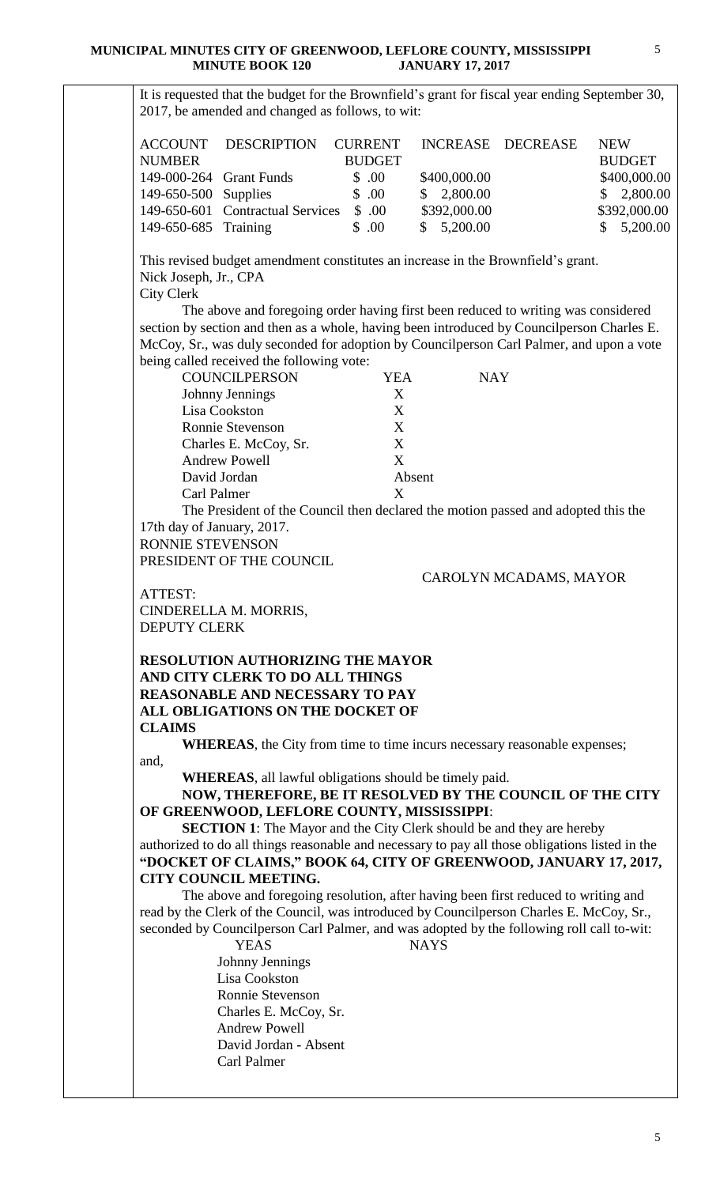It is requested that the budget for the Brownfield's grant for fiscal year ending September 30, 2017, be amended and changed as follows, to wit:

| ACCOUNT NUMBER | DESCRIPTION | CURRENT BUDGET | INCREASE | DECREASE | NEW BUDGET |
|---|---|---|---|---|---|
| 149-000-264 | Grant Funds | $ .00 | $400,000.00 | | $400,000.00 |
| 149-650-500 | Supplies | $ .00 | $ 2,800.00 | | $ 2,800.00 |
| 149-650-601 | Contractual Services | $ .00 | $392,000.00 | | $392,000.00 |
| 149-650-685 | Training | $ .00 | $ 5,200.00 | | $ 5,200.00 |

This revised budget amendment constitutes an increase in the Brownfield's grant.
Nick Joseph, Jr., CPA
City Clerk

The above and foregoing order having first been reduced to writing was considered section by section and then as a whole, having been introduced by Councilperson Charles E. McCoy, Sr., was duly seconded for adoption by Councilperson Carl Palmer, and upon a vote being called received the following vote:

| COUNCILPERSON | YEA | NAY |
|---|---|---|
| Johnny Jennings | X | |
| Lisa Cookston | X | |
| Ronnie Stevenson | X | |
| Charles E. McCoy, Sr. | X | |
| Andrew Powell | X | |
| David Jordan | Absent | |
| Carl Palmer | X | |

The President of the Council then declared the motion passed and adopted this the 17th day of January, 2017.

RONNIE STEVENSON
PRESIDENT OF THE COUNCIL

CAROLYN MCADAMS, MAYOR

ATTEST:
CINDERELLA M. MORRIS,
DEPUTY CLERK

**RESOLUTION AUTHORIZING THE MAYOR AND CITY CLERK TO DO ALL THINGS REASONABLE AND NECESSARY TO PAY ALL OBLIGATIONS ON THE DOCKET OF CLAIMS**

**WHEREAS**, the City from time to time incurs necessary reasonable expenses; and,

**WHEREAS**, all lawful obligations should be timely paid.

**NOW, THEREFORE, BE IT RESOLVED BY THE COUNCIL OF THE CITY OF GREENWOOD, LEFLORE COUNTY, MISSISSIPPI**:

**SECTION 1**: The Mayor and the City Clerk should be and they are hereby authorized to do all things reasonable and necessary to pay all those obligations listed in the **"DOCKET OF CLAIMS," BOOK 64, CITY OF GREENWOOD, JANUARY 17, 2017, CITY COUNCIL MEETING.**

The above and foregoing resolution, after having been first reduced to writing and read by the Clerk of the Council, was introduced by Councilperson Charles E. McCoy, Sr., seconded by Councilperson Carl Palmer, and was adopted by the following roll call to-wit:

| YEAS | NAYS |
|---|---|
| Johnny Jennings | |
| Lisa Cookston | |
| Ronnie Stevenson | |
| Charles E. McCoy, Sr. | |
| Andrew Powell | |
| David Jordan - Absent | |
| Carl Palmer | |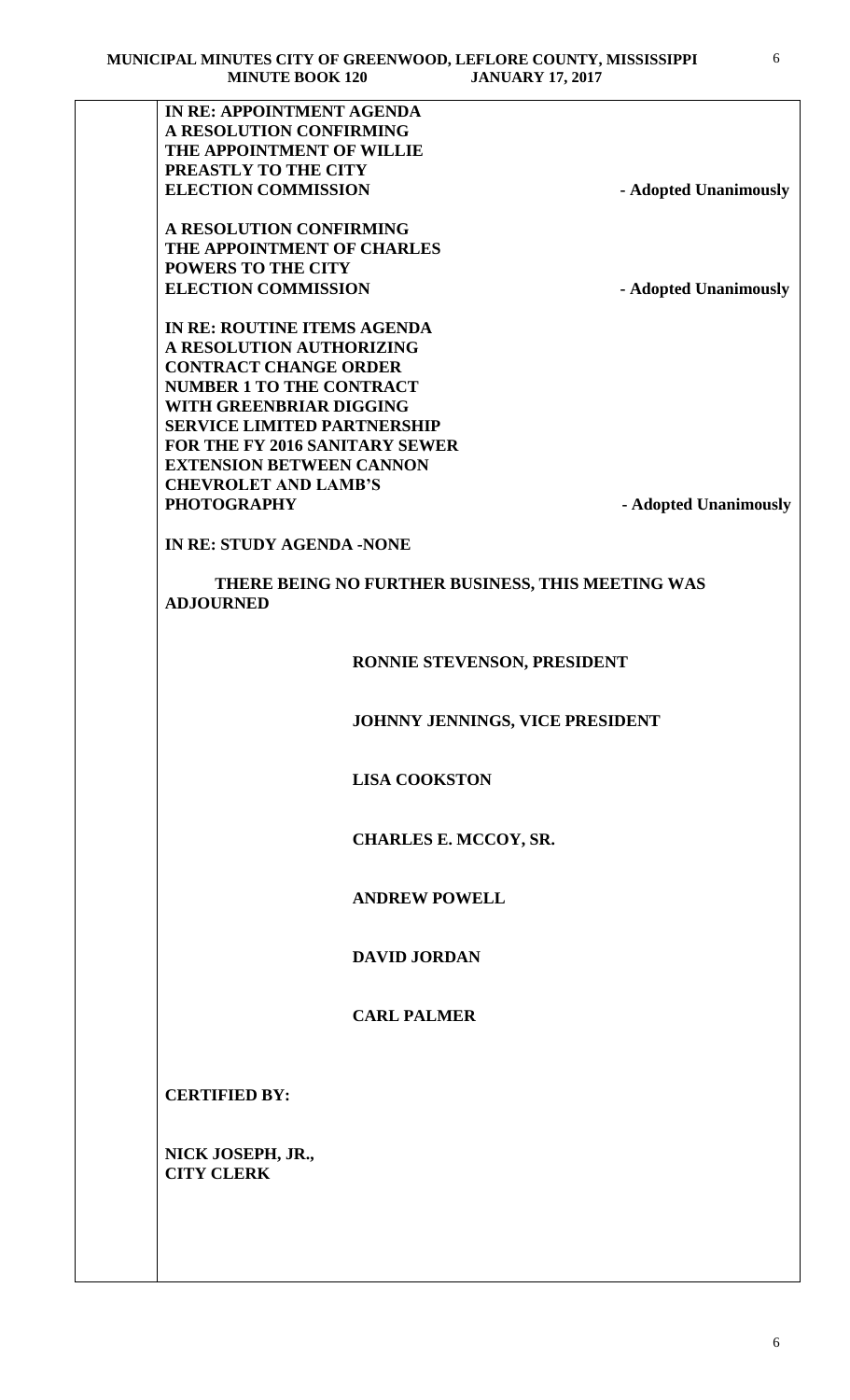**IN RE: APPOINTMENT AGENDA**
**A RESOLUTION CONFIRMING THE APPOINTMENT OF WILLIE PREASTLY TO THE CITY ELECTION COMMISSION** - **Adopted Unanimously**

**A RESOLUTION CONFIRMING THE APPOINTMENT OF CHARLES POWERS TO THE CITY ELECTION COMMISSION** - **Adopted Unanimously**

**IN RE: ROUTINE ITEMS AGENDA**
**A RESOLUTION AUTHORIZING CONTRACT CHANGE ORDER NUMBER 1 TO THE CONTRACT WITH GREENBRIAR DIGGING SERVICE LIMITED PARTNERSHIP FOR THE FY 2016 SANITARY SEWER EXTENSION BETWEEN CANNON CHEVROLET AND LAMB'S PHOTOGRAPHY** - **Adopted Unanimously**

**IN RE: STUDY AGENDA -NONE**

**THERE BEING NO FURTHER BUSINESS, THIS MEETING WAS ADJOURNED**

**RONNIE STEVENSON, PRESIDENT**

**JOHNNY JENNINGS, VICE PRESIDENT**

**LISA COOKSTON**

**CHARLES E. MCCOY, SR.**

**ANDREW POWELL**

**DAVID JORDAN**

**CARL PALMER**

**CERTIFIED BY:**

**NICK JOSEPH, JR.,**
**CITY CLERK**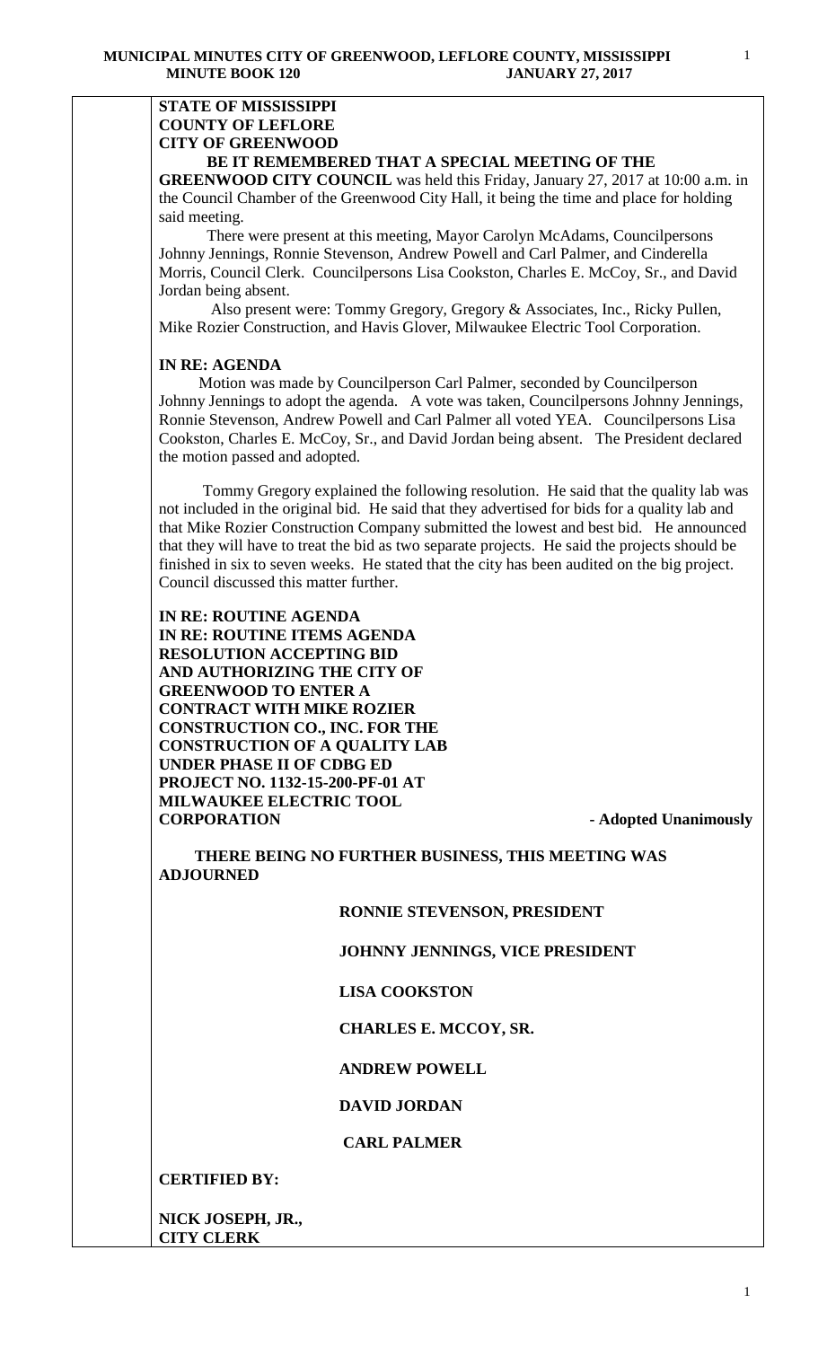**STATE OF MISSISSIPPI**
**COUNTY OF LEFLORE**
**CITY OF GREENWOOD**

**BE IT REMEMBERED THAT A SPECIAL MEETING OF THE GREENWOOD CITY COUNCIL** was held this Friday, January 27, 2017 at 10:00 a.m. in the Council Chamber of the Greenwood City Hall, it being the time and place for holding said meeting.

There were present at this meeting, Mayor Carolyn McAdams, Councilpersons Johnny Jennings, Ronnie Stevenson, Andrew Powell and Carl Palmer, and Cinderella Morris, Council Clerk. Councilpersons Lisa Cookston, Charles E. McCoy, Sr., and David Jordan being absent.

Also present were: Tommy Gregory, Gregory & Associates, Inc., Ricky Pullen, Mike Rozier Construction, and Havis Glover, Milwaukee Electric Tool Corporation.

**IN RE: AGENDA**

Motion was made by Councilperson Carl Palmer, seconded by Councilperson Johnny Jennings to adopt the agenda. A vote was taken, Councilpersons Johnny Jennings, Ronnie Stevenson, Andrew Powell and Carl Palmer all voted YEA. Councilpersons Lisa Cookston, Charles E. McCoy, Sr., and David Jordan being absent. The President declared the motion passed and adopted.

Tommy Gregory explained the following resolution. He said that the quality lab was not included in the original bid. He said that they advertised for bids for a quality lab and that Mike Rozier Construction Company submitted the lowest and best bid. He announced that they will have to treat the bid as two separate projects. He said the projects should be finished in six to seven weeks. He stated that the city has been audited on the big project. Council discussed this matter further.

**IN RE: ROUTINE AGENDA**
**IN RE: ROUTINE ITEMS AGENDA**
**RESOLUTION ACCEPTING BID AND AUTHORIZING THE CITY OF GREENWOOD TO ENTER A CONTRACT WITH MIKE ROZIER CONSTRUCTION CO., INC. FOR THE CONSTRUCTION OF A QUALITY LAB UNDER PHASE II OF CDBG ED PROJECT NO. 1132-15-200-PF-01 AT MILWAUKEE ELECTRIC TOOL CORPORATION** **- Adopted Unanimously**

**THERE BEING NO FURTHER BUSINESS, THIS MEETING WAS ADJOURNED**

**RONNIE STEVENSON, PRESIDENT**

**JOHNNY JENNINGS, VICE PRESIDENT**

**LISA COOKSTON**

**CHARLES E. MCCOY, SR.**

**ANDREW POWELL**

**DAVID JORDAN**

**CARL PALMER**

**CERTIFIED BY:**

**NICK JOSEPH, JR.,**
**CITY CLERK**